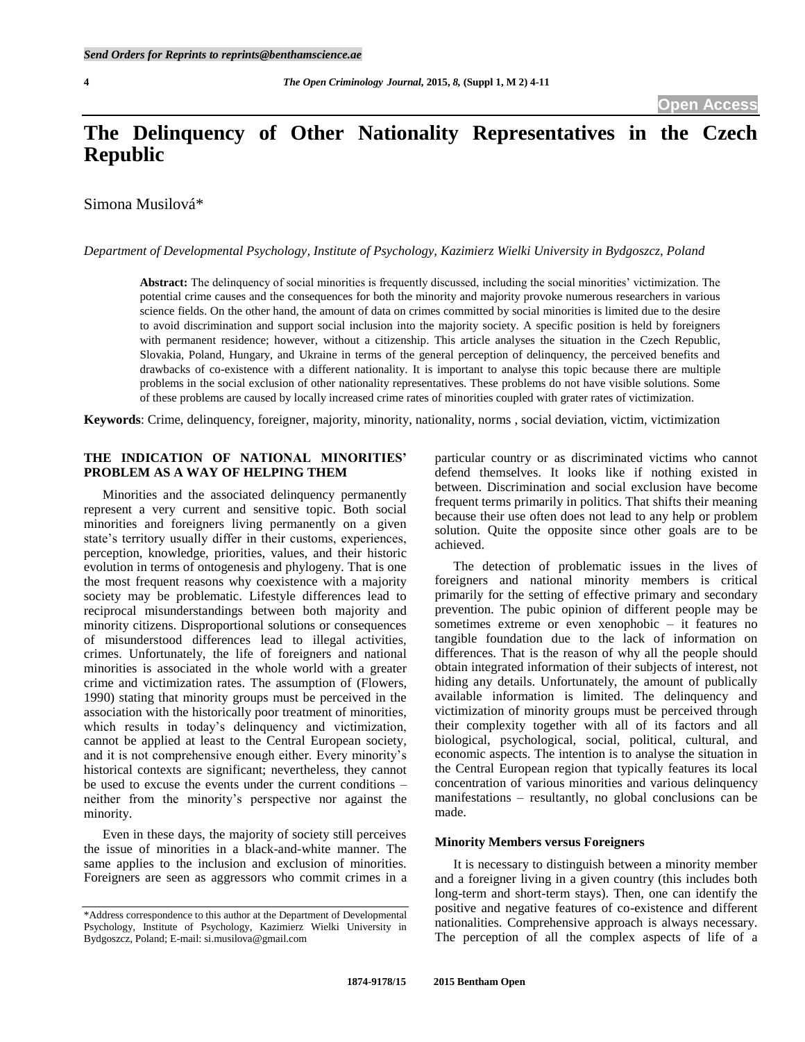# The Delinquency of Other Nationality Representatives in the Czech Republic

Simona Musilová*

*Department of Developmental Psychology, Institute of Psychology, Kazimierz Wielki University in Bydgoszcz, Poland*

**Abstract:** The delinquency of social minorities is frequently discussed, including the social minorities' victimization. The potential crime causes and the consequences for both the minority and majority provoke numerous researchers in various science fields. On the other hand, the amount of data on crimes committed by social minorities is limited due to the desire to avoid discrimination and support social inclusion into the majority society. A specific position is held by foreigners with permanent residence; however, without a citizenship. This article analyses the situation in the Czech Republic, Slovakia, Poland, Hungary, and Ukraine in terms of the general perception of delinquency, the perceived benefits and drawbacks of co-existence with a different nationality. It is important to analyse this topic because there are multiple problems in the social exclusion of other nationality representatives. These problems do not have visible solutions. Some of these problems are caused by locally increased crime rates of minorities coupled with grater rates of victimization.

**Keywords**: Crime, delinquency, foreigner, majority, minority, nationality, norms , social deviation, victim, victimization

## THE INDICATION OF NATIONAL MINORITIES' PROBLEM AS A WAY OF HELPING THEM

Minorities and the associated delinquency permanently represent a very current and sensitive topic. Both social minorities and foreigners living permanently on a given state's territory usually differ in their customs, experiences, perception, knowledge, priorities, values, and their historic evolution in terms of ontogenesis and phylogeny. That is one the most frequent reasons why coexistence with a majority society may be problematic. Lifestyle differences lead to reciprocal misunderstandings between both majority and minority citizens. Disproportional solutions or consequences of misunderstood differences lead to illegal activities, crimes. Unfortunately, the life of foreigners and national minorities is associated in the whole world with a greater crime and victimization rates. The assumption of (Flowers, 1990) stating that minority groups must be perceived in the association with the historically poor treatment of minorities, which results in today's delinquency and victimization, cannot be applied at least to the Central European society, and it is not comprehensive enough either. Every minority's historical contexts are significant; nevertheless, they cannot be used to excuse the events under the current conditions – neither from the minority's perspective nor against the minority.

Even in these days, the majority of society still perceives the issue of minorities in a black-and-white manner. The same applies to the inclusion and exclusion of minorities. Foreigners are seen as aggressors who commit crimes in a particular country or as discriminated victims who cannot defend themselves. It looks like if nothing existed in between. Discrimination and social exclusion have become frequent terms primarily in politics. That shifts their meaning because their use often does not lead to any help or problem solution. Quite the opposite since other goals are to be achieved.

The detection of problematic issues in the lives of foreigners and national minority members is critical primarily for the setting of effective primary and secondary prevention. The pubic opinion of different people may be sometimes extreme or even xenophobic – it features no tangible foundation due to the lack of information on differences. That is the reason of why all the people should obtain integrated information of their subjects of interest, not hiding any details. Unfortunately, the amount of publically available information is limited. The delinquency and victimization of minority groups must be perceived through their complexity together with all of its factors and all biological, psychological, social, political, cultural, and economic aspects. The intention is to analyse the situation in the Central European region that typically features its local concentration of various minorities and various delinquency manifestations – resultantly, no global conclusions can be made.

### Minority Members versus Foreigners

It is necessary to distinguish between a minority member and a foreigner living in a given country (this includes both long-term and short-term stays). Then, one can identify the positive and negative features of co-existence and different nationalities. Comprehensive approach is always necessary. The perception of all the complex aspects of life of a

*Address correspondence to this author at the Department of Developmental Psychology, Institute of Psychology, Kazimierz Wielki University in Bydgoszcz, Poland; E-mail: si.musilova@gmail.com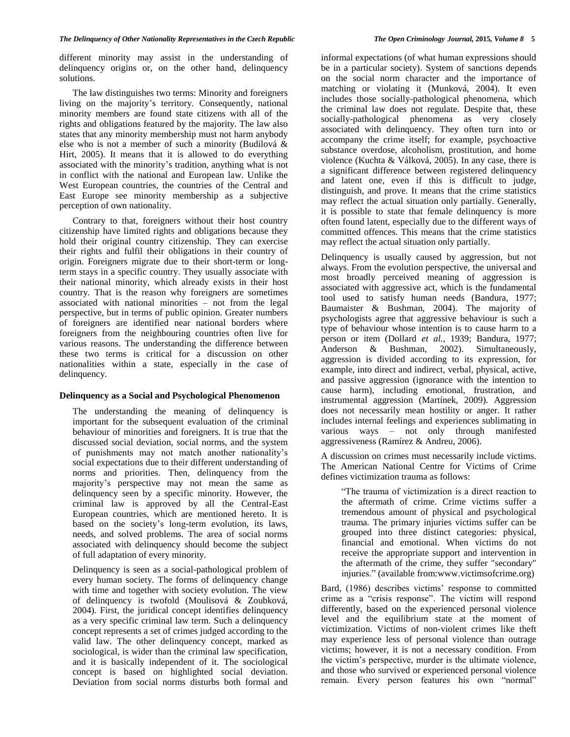different minority may assist in the understanding of delinquency origins or, on the other hand, delinquency solutions.

The law distinguishes two terms: Minority and foreigners living on the majority's territory. Consequently, national minority members are found state citizens with all of the rights and obligations featured by the majority. The law also states that any minority membership must not harm anybody else who is not a member of such a minority (Budilová & Hirt, 2005). It means that it is allowed to do everything associated with the minority's tradition, anything what is not in conflict with the national and European law. Unlike the West European countries, the countries of the Central and East Europe see minority membership as a subjective perception of own nationality.

Contrary to that, foreigners without their host country citizenship have limited rights and obligations because they hold their original country citizenship. They can exercise their rights and fulfil their obligations in their country of origin. Foreigners migrate due to their short-term or long-term stays in a specific country. They usually associate with their national minority, which already exists in their host country. That is the reason why foreigners are sometimes associated with national minorities – not from the legal perspective, but in terms of public opinion. Greater numbers of foreigners are identified near national borders where foreigners from the neighbouring countries often live for various reasons. The understanding the difference between these two terms is critical for a discussion on other nationalities within a state, especially in the case of delinquency.

### Delinquency as a Social and Psychological Phenomenon

The understanding the meaning of delinquency is important for the subsequent evaluation of the criminal behaviour of minorities and foreigners. It is true that the discussed social deviation, social norms, and the system of punishments may not match another nationality's social expectations due to their different understanding of norms and priorities. Then, delinquency from the majority's perspective may not mean the same as delinquency seen by a specific minority. However, the criminal law is approved by all the Central-East European countries, which are mentioned hereto. It is based on the society's long-term evolution, its laws, needs, and solved problems. The area of social norms associated with delinquency should become the subject of full adaptation of every minority.

Delinquency is seen as a social-pathological problem of every human society. The forms of delinquency change with time and together with society evolution. The view of delinquency is twofold (Moulisová & Zoubková, 2004). First, the juridical concept identifies delinquency as a very specific criminal law term. Such a delinquency concept represents a set of crimes judged according to the valid law. The other delinquency concept, marked as sociological, is wider than the criminal law specification, and it is basically independent of it. The sociological concept is based on highlighted social deviation. Deviation from social norms disturbs both formal and informal expectations (of what human expressions should be in a particular society). System of sanctions depends on the social norm character and the importance of matching or violating it (Munková, 2004). It even includes those socially-pathological phenomena, which the criminal law does not regulate. Despite that, these socially-pathological phenomena as very closely associated with delinquency. They often turn into or accompany the crime itself; for example, psychoactive substance overdose, alcoholism, prostitution, and home violence (Kuchta & Válková, 2005). In any case, there is a significant difference between registered delinquency and latent one, even if this is difficult to judge, distinguish, and prove. It means that the crime statistics may reflect the actual situation only partially. Generally, it is possible to state that female delinquency is more often found latent, especially due to the different ways of committed offences. This means that the crime statistics may reflect the actual situation only partially.

Delinquency is usually caused by aggression, but not always. From the evolution perspective, the universal and most broadly perceived meaning of aggression is associated with aggressive act, which is the fundamental tool used to satisfy human needs (Bandura, 1977; Baumaister & Bushman, 2004). The majority of psychologists agree that aggressive behaviour is such a type of behaviour whose intention is to cause harm to a person or item (Dollard *et al.*, 1939; Bandura, 1977; Anderson & Bushman, 2002). Simultaneously, aggression is divided according to its expression, for example, into direct and indirect, verbal, physical, active, and passive aggression (ignorance with the intention to cause harm), including emotional, frustration, and instrumental aggression (Martínek, 2009). Aggression does not necessarily mean hostility or anger. It rather includes internal feelings and experiences sublimating in various ways – not only through manifested aggressiveness (Ramírez & Andreu, 2006).

A discussion on crimes must necessarily include victims. The American National Centre for Victims of Crime defines victimization trauma as follows:

> "The trauma of victimization is a direct reaction to the aftermath of crime. Crime victims suffer a tremendous amount of physical and psychological trauma. The primary injuries victims suffer can be grouped into three distinct categories: physical, financial and emotional. When victims do not receive the appropriate support and intervention in the aftermath of the crime, they suffer "secondary" injuries." (available from:www.victimsofcrime.org)

Bard, (1986) describes victims' response to committed crime as a "crisis response". The victim will respond differently, based on the experienced personal violence level and the equilibrium state at the moment of victimization. Victims of non-violent crimes like theft may experience less of personal violence than outrage victims; however, it is not a necessary condition. From the victim's perspective, murder is the ultimate violence, and those who survived or experienced personal violence remain. Every person features his own "normal"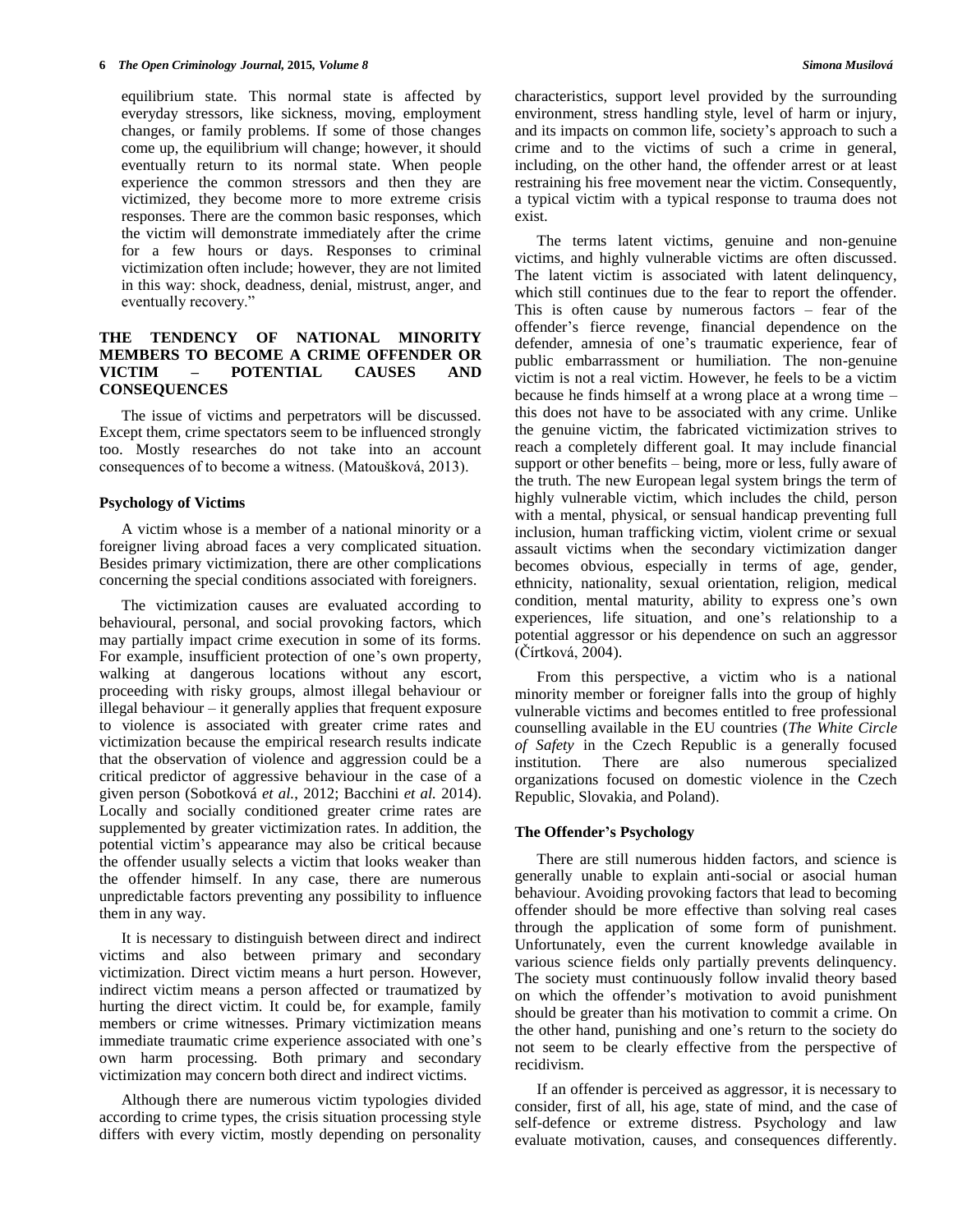equilibrium state. This normal state is affected by everyday stressors, like sickness, moving, employment changes, or family problems. If some of those changes come up, the equilibrium will change; however, it should eventually return to its normal state. When people experience the common stressors and then they are victimized, they become more to more extreme crisis responses. There are the common basic responses, which the victim will demonstrate immediately after the crime for a few hours or days. Responses to criminal victimization often include; however, they are not limited in this way: shock, deadness, denial, mistrust, anger, and eventually recovery."

## THE TENDENCY OF NATIONAL MINORITY MEMBERS TO BECOME A CRIME OFFENDER OR VICTIM – POTENTIAL CAUSES AND CONSEQUENCES

The issue of victims and perpetrators will be discussed. Except them, crime spectators seem to be influenced strongly too. Mostly researches do not take into an account consequences of to become a witness. (Matoušková, 2013).

### Psychology of Victims

A victim whose is a member of a national minority or a foreigner living abroad faces a very complicated situation. Besides primary victimization, there are other complications concerning the special conditions associated with foreigners.

The victimization causes are evaluated according to behavioural, personal, and social provoking factors, which may partially impact crime execution in some of its forms. For example, insufficient protection of one's own property, walking at dangerous locations without any escort, proceeding with risky groups, almost illegal behaviour or illegal behaviour – it generally applies that frequent exposure to violence is associated with greater crime rates and victimization because the empirical research results indicate that the observation of violence and aggression could be a critical predictor of aggressive behaviour in the case of a given person (Sobotková *et al.*, 2012; Bacchini *et al.* 2014). Locally and socially conditioned greater crime rates are supplemented by greater victimization rates. In addition, the potential victim's appearance may also be critical because the offender usually selects a victim that looks weaker than the offender himself. In any case, there are numerous unpredictable factors preventing any possibility to influence them in any way.

It is necessary to distinguish between direct and indirect victims and also between primary and secondary victimization. Direct victim means a hurt person. However, indirect victim means a person affected or traumatized by hurting the direct victim. It could be, for example, family members or crime witnesses. Primary victimization means immediate traumatic crime experience associated with one's own harm processing. Both primary and secondary victimization may concern both direct and indirect victims.

Although there are numerous victim typologies divided according to crime types, the crisis situation processing style differs with every victim, mostly depending on personality characteristics, support level provided by the surrounding environment, stress handling style, level of harm or injury, and its impacts on common life, society's approach to such a crime and to the victims of such a crime in general, including, on the other hand, the offender arrest or at least restraining his free movement near the victim. Consequently, a typical victim with a typical response to trauma does not exist.

The terms latent victims, genuine and non-genuine victims, and highly vulnerable victims are often discussed. The latent victim is associated with latent delinquency, which still continues due to the fear to report the offender. This is often cause by numerous factors – fear of the offender's fierce revenge, financial dependence on the defender, amnesia of one's traumatic experience, fear of public embarrassment or humiliation. The non-genuine victim is not a real victim. However, he feels to be a victim because he finds himself at a wrong place at a wrong time – this does not have to be associated with any crime. Unlike the genuine victim, the fabricated victimization strives to reach a completely different goal. It may include financial support or other benefits – being, more or less, fully aware of the truth. The new European legal system brings the term of highly vulnerable victim, which includes the child, person with a mental, physical, or sensual handicap preventing full inclusion, human trafficking victim, violent crime or sexual assault victims when the secondary victimization danger becomes obvious, especially in terms of age, gender, ethnicity, nationality, sexual orientation, religion, medical condition, mental maturity, ability to express one's own experiences, life situation, and one's relationship to a potential aggressor or his dependence on such an aggressor (Čírtková, 2004).

From this perspective, a victim who is a national minority member or foreigner falls into the group of highly vulnerable victims and becomes entitled to free professional counselling available in the EU countries (*The White Circle of Safety* in the Czech Republic is a generally focused institution. There are also numerous specialized organizations focused on domestic violence in the Czech Republic, Slovakia, and Poland).

### The Offender's Psychology

There are still numerous hidden factors, and science is generally unable to explain anti-social or asocial human behaviour. Avoiding provoking factors that lead to becoming offender should be more effective than solving real cases through the application of some form of punishment. Unfortunately, even the current knowledge available in various science fields only partially prevents delinquency. The society must continuously follow invalid theory based on which the offender's motivation to avoid punishment should be greater than his motivation to commit a crime. On the other hand, punishing and one's return to the society do not seem to be clearly effective from the perspective of recidivism.

If an offender is perceived as aggressor, it is necessary to consider, first of all, his age, state of mind, and the case of self-defence or extreme distress. Psychology and law evaluate motivation, causes, and consequences differently.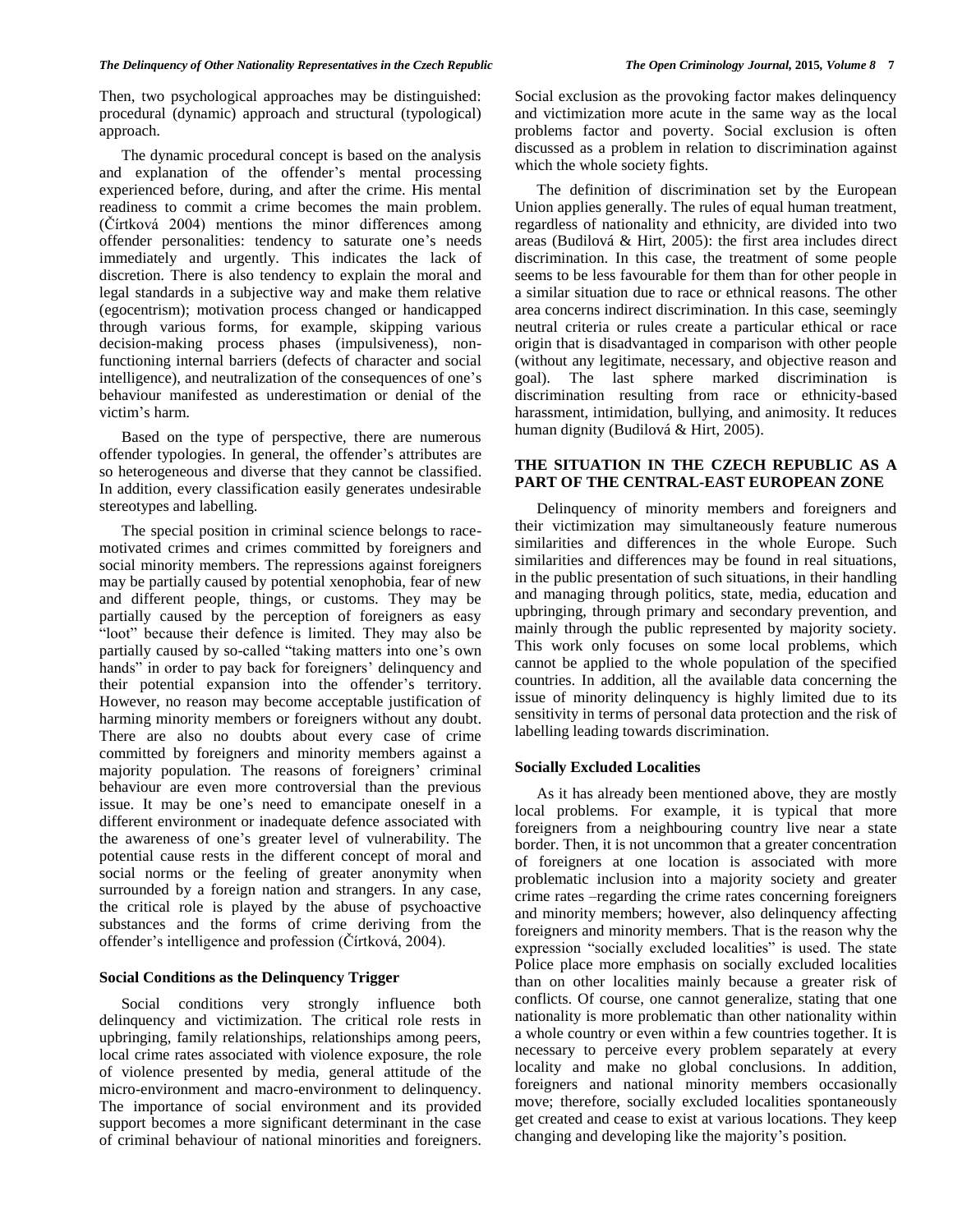Then, two psychological approaches may be distinguished: procedural (dynamic) approach and structural (typological) approach.

The dynamic procedural concept is based on the analysis and explanation of the offender's mental processing experienced before, during, and after the crime. His mental readiness to commit a crime becomes the main problem. (Čírtková 2004) mentions the minor differences among offender personalities: tendency to saturate one's needs immediately and urgently. This indicates the lack of discretion. There is also tendency to explain the moral and legal standards in a subjective way and make them relative (egocentrism); motivation process changed or handicapped through various forms, for example, skipping various decision-making process phases (impulsiveness), non-functioning internal barriers (defects of character and social intelligence), and neutralization of the consequences of one's behaviour manifested as underestimation or denial of the victim's harm.

Based on the type of perspective, there are numerous offender typologies. In general, the offender's attributes are so heterogeneous and diverse that they cannot be classified. In addition, every classification easily generates undesirable stereotypes and labelling.

The special position in criminal science belongs to race-motivated crimes and crimes committed by foreigners and social minority members. The repressions against foreigners may be partially caused by potential xenophobia, fear of new and different people, things, or customs. They may be partially caused by the perception of foreigners as easy "loot" because their defence is limited. They may also be partially caused by so-called "taking matters into one's own hands" in order to pay back for foreigners' delinquency and their potential expansion into the offender's territory. However, no reason may become acceptable justification of harming minority members or foreigners without any doubt. There are also no doubts about every case of crime committed by foreigners and minority members against a majority population. The reasons of foreigners' criminal behaviour are even more controversial than the previous issue. It may be one's need to emancipate oneself in a different environment or inadequate defence associated with the awareness of one's greater level of vulnerability. The potential cause rests in the different concept of moral and social norms or the feeling of greater anonymity when surrounded by a foreign nation and strangers. In any case, the critical role is played by the abuse of psychoactive substances and the forms of crime deriving from the offender's intelligence and profession (Čírtková, 2004).

### Social Conditions as the Delinquency Trigger

Social conditions very strongly influence both delinquency and victimization. The critical role rests in upbringing, family relationships, relationships among peers, local crime rates associated with violence exposure, the role of violence presented by media, general attitude of the micro-environment and macro-environment to delinquency. The importance of social environment and its provided support becomes a more significant determinant in the case of criminal behaviour of national minorities and foreigners. Social exclusion as the provoking factor makes delinquency and victimization more acute in the same way as the local problems factor and poverty. Social exclusion is often discussed as a problem in relation to discrimination against which the whole society fights.

The definition of discrimination set by the European Union applies generally. The rules of equal human treatment, regardless of nationality and ethnicity, are divided into two areas (Budilová & Hirt, 2005): the first area includes direct discrimination. In this case, the treatment of some people seems to be less favourable for them than for other people in a similar situation due to race or ethnical reasons. The other area concerns indirect discrimination. In this case, seemingly neutral criteria or rules create a particular ethical or race origin that is disadvantaged in comparison with other people (without any legitimate, necessary, and objective reason and goal). The last sphere marked discrimination is discrimination resulting from race or ethnicity-based harassment, intimidation, bullying, and animosity. It reduces human dignity (Budilová & Hirt, 2005).

## THE SITUATION IN THE CZECH REPUBLIC AS A PART OF THE CENTRAL-EAST EUROPEAN ZONE

Delinquency of minority members and foreigners and their victimization may simultaneously feature numerous similarities and differences in the whole Europe. Such similarities and differences may be found in real situations, in the public presentation of such situations, in their handling and managing through politics, state, media, education and upbringing, through primary and secondary prevention, and mainly through the public represented by majority society. This work only focuses on some local problems, which cannot be applied to the whole population of the specified countries. In addition, all the available data concerning the issue of minority delinquency is highly limited due to its sensitivity in terms of personal data protection and the risk of labelling leading towards discrimination.

### Socially Excluded Localities

As it has already been mentioned above, they are mostly local problems. For example, it is typical that more foreigners from a neighbouring country live near a state border. Then, it is not uncommon that a greater concentration of foreigners at one location is associated with more problematic inclusion into a majority society and greater crime rates –regarding the crime rates concerning foreigners and minority members; however, also delinquency affecting foreigners and minority members. That is the reason why the expression "socially excluded localities" is used. The state Police place more emphasis on socially excluded localities than on other localities mainly because a greater risk of conflicts. Of course, one cannot generalize, stating that one nationality is more problematic than other nationality within a whole country or even within a few countries together. It is necessary to perceive every problem separately at every locality and make no global conclusions. In addition, foreigners and national minority members occasionally move; therefore, socially excluded localities spontaneously get created and cease to exist at various locations. They keep changing and developing like the majority's position.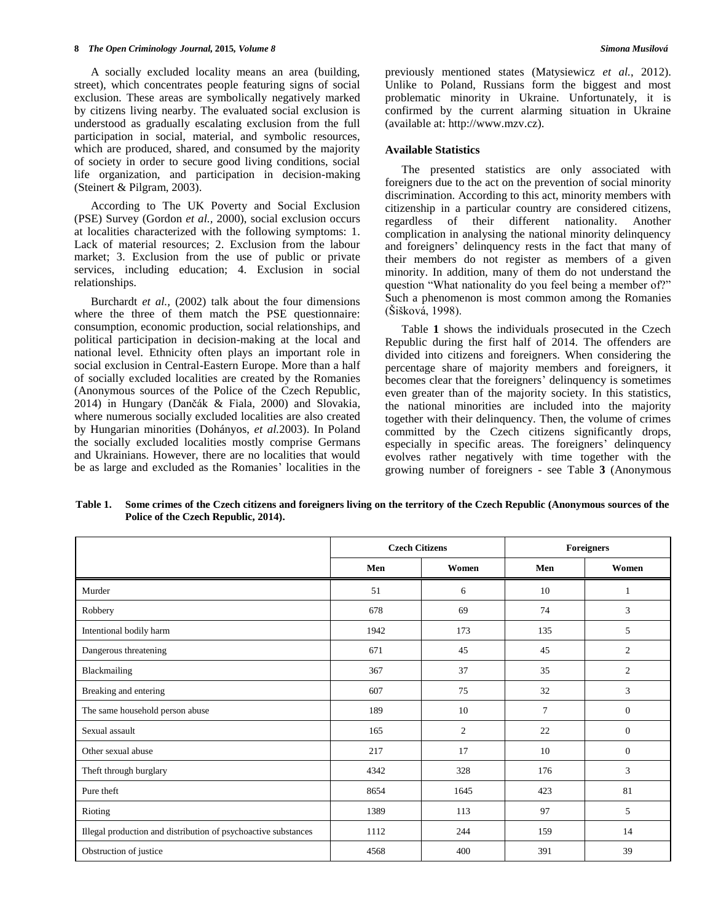A socially excluded locality means an area (building, street), which concentrates people featuring signs of social exclusion. These areas are symbolically negatively marked by citizens living nearby. The evaluated social exclusion is understood as gradually escalating exclusion from the full participation in social, material, and symbolic resources, which are produced, shared, and consumed by the majority of society in order to secure good living conditions, social life organization, and participation in decision-making (Steinert & Pilgram, 2003).

According to The UK Poverty and Social Exclusion (PSE) Survey (Gordon *et al.*, 2000), social exclusion occurs at localities characterized with the following symptoms: 1. Lack of material resources; 2. Exclusion from the labour market; 3. Exclusion from the use of public or private services, including education; 4. Exclusion in social relationships.

Burchardt *et al.*, (2002) talk about the four dimensions where the three of them match the PSE questionnaire: consumption, economic production, social relationships, and political participation in decision-making at the local and national level. Ethnicity often plays an important role in social exclusion in Central-Eastern Europe. More than a half of socially excluded localities are created by the Romanies (Anonymous sources of the Police of the Czech Republic, 2014) in Hungary (Dančák & Fiala, 2000) and Slovakia, where numerous socially excluded localities are also created by Hungarian minorities (Dohányos, *et al.*2003). In Poland the socially excluded localities mostly comprise Germans and Ukrainians. However, there are no localities that would be as large and excluded as the Romanies' localities in the previously mentioned states (Matysiewicz *et al.*, 2012). Unlike to Poland, Russians form the biggest and most problematic minority in Ukraine. Unfortunately, it is confirmed by the current alarming situation in Ukraine (available at: http://www.mzv.cz).

### Available Statistics

The presented statistics are only associated with foreigners due to the act on the prevention of social minority discrimination. According to this act, minority members with citizenship in a particular country are considered citizens, regardless of their different nationality. Another complication in analysing the national minority delinquency and foreigners' delinquency rests in the fact that many of their members do not register as members of a given minority. In addition, many of them do not understand the question "What nationality do you feel being a member of?" Such a phenomenon is most common among the Romanies (Šišková, 1998).

Table **1** shows the individuals prosecuted in the Czech Republic during the first half of 2014. The offenders are divided into citizens and foreigners. When considering the percentage share of majority members and foreigners, it becomes clear that the foreigners' delinquency is sometimes even greater than of the majority society. In this statistics, the national minorities are included into the majority together with their delinquency. Then, the volume of crimes committed by the Czech citizens significantly drops, especially in specific areas. The foreigners' delinquency evolves rather negatively with time together with the growing number of foreigners - see Table **3** (Anonymous

**Table 1. Some crimes of the Czech citizens and foreigners living on the territory of the Czech Republic (Anonymous sources of the Police of the Czech Republic, 2014).**

| | Czech Citizens | | Foreigners | |
|---|---|---|---|---|
| | Men | Women | Men | Women |
| Murder | 51 | 6 | 10 | 1 |
| Robbery | 678 | 69 | 74 | 3 |
| Intentional bodily harm | 1942 | 173 | 135 | 5 |
| Dangerous threatening | 671 | 45 | 45 | 2 |
| Blackmailing | 367 | 37 | 35 | 2 |
| Breaking and entering | 607 | 75 | 32 | 3 |
| The same household person abuse | 189 | 10 | 7 | 0 |
| Sexual assault | 165 | 2 | 22 | 0 |
| Other sexual abuse | 217 | 17 | 10 | 0 |
| Theft through burglary | 4342 | 328 | 176 | 3 |
| Pure theft | 8654 | 1645 | 423 | 81 |
| Rioting | 1389 | 113 | 97 | 5 |
| Illegal production and distribution of psychoactive substances | 1112 | 244 | 159 | 14 |
| Obstruction of justice | 4568 | 400 | 391 | 39 |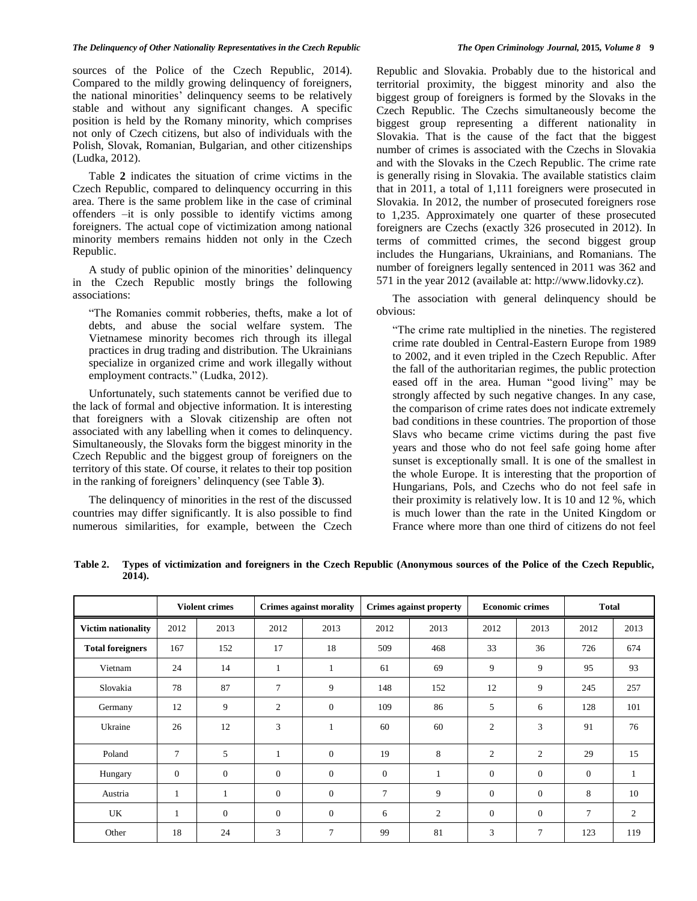sources of the Police of the Czech Republic, 2014). Compared to the mildly growing delinquency of foreigners, the national minorities' delinquency seems to be relatively stable and without any significant changes. A specific position is held by the Romany minority, which comprises not only of Czech citizens, but also of individuals with the Polish, Slovak, Romanian, Bulgarian, and other citizenships (Ludka, 2012).

Table **2** indicates the situation of crime victims in the Czech Republic, compared to delinquency occurring in this area. There is the same problem like in the case of criminal offenders –it is only possible to identify victims among foreigners. The actual cope of victimization among national minority members remains hidden not only in the Czech Republic.

A study of public opinion of the minorities' delinquency in the Czech Republic mostly brings the following associations:

> "The Romanies commit robberies, thefts, make a lot of debts, and abuse the social welfare system. The Vietnamese minority becomes rich through its illegal practices in drug trading and distribution. The Ukrainians specialize in organized crime and work illegally without employment contracts." (Ludka, 2012).

Unfortunately, such statements cannot be verified due to the lack of formal and objective information. It is interesting that foreigners with a Slovak citizenship are often not associated with any labelling when it comes to delinquency. Simultaneously, the Slovaks form the biggest minority in the Czech Republic and the biggest group of foreigners on the territory of this state. Of course, it relates to their top position in the ranking of foreigners' delinquency (see Table **3**).

The delinquency of minorities in the rest of the discussed countries may differ significantly. It is also possible to find numerous similarities, for example, between the Czech Republic and Slovakia. Probably due to the historical and territorial proximity, the biggest minority and also the biggest group of foreigners is formed by the Slovaks in the Czech Republic. The Czechs simultaneously become the biggest group representing a different nationality in Slovakia. That is the cause of the fact that the biggest number of crimes is associated with the Czechs in Slovakia and with the Slovaks in the Czech Republic. The crime rate is generally rising in Slovakia. The available statistics claim that in 2011, a total of 1,111 foreigners were prosecuted in Slovakia. In 2012, the number of prosecuted foreigners rose to 1,235. Approximately one quarter of these prosecuted foreigners are Czechs (exactly 326 prosecuted in 2012). In terms of committed crimes, the second biggest group includes the Hungarians, Ukrainians, and Romanians. The number of foreigners legally sentenced in 2011 was 362 and 571 in the year 2012 (available at: http://www.lidovky.cz).

The association with general delinquency should be obvious:

> "The crime rate multiplied in the nineties. The registered crime rate doubled in Central-Eastern Europe from 1989 to 2002, and it even tripled in the Czech Republic. After the fall of the authoritarian regimes, the public protection eased off in the area. Human "good living" may be strongly affected by such negative changes. In any case, the comparison of crime rates does not indicate extremely bad conditions in these countries. The proportion of those Slavs who became crime victims during the past five years and those who do not feel safe going home after sunset is exceptionally small. It is one of the smallest in the whole Europe. It is interesting that the proportion of Hungarians, Pols, and Czechs who do not feel safe in their proximity is relatively low. It is 10 and 12 %, which is much lower than the rate in the United Kingdom or France where more than one third of citizens do not feel

**Table 2. Types of victimization and foreigners in the Czech Republic (Anonymous sources of the Police of the Czech Republic, 2014).**

| | Violent crimes | | Crimes against morality | | Crimes against property | | Economic crimes | | Total | |
|---|---|---|---|---|---|---|---|---|---|---|
| **Victim nationality** | 2012 | 2013 | 2012 | 2013 | 2012 | 2013 | 2012 | 2013 | 2012 | 2013 |
| **Total foreigners** | 167 | 152 | 17 | 18 | 509 | 468 | 33 | 36 | 726 | 674 |
| Vietnam | 24 | 14 | 1 | 1 | 61 | 69 | 9 | 9 | 95 | 93 |
| Slovakia | 78 | 87 | 7 | 9 | 148 | 152 | 12 | 9 | 245 | 257 |
| Germany | 12 | 9 | 2 | 0 | 109 | 86 | 5 | 6 | 128 | 101 |
| Ukraine | 26 | 12 | 3 | 1 | 60 | 60 | 2 | 3 | 91 | 76 |
| Poland | 7 | 5 | 1 | 0 | 19 | 8 | 2 | 2 | 29 | 15 |
| Hungary | 0 | 0 | 0 | 0 | 0 | 1 | 0 | 0 | 0 | 1 |
| Austria | 1 | 1 | 0 | 0 | 7 | 9 | 0 | 0 | 8 | 10 |
| UK | 1 | 0 | 0 | 0 | 6 | 2 | 0 | 0 | 7 | 2 |
| Other | 18 | 24 | 3 | 7 | 99 | 81 | 3 | 7 | 123 | 119 |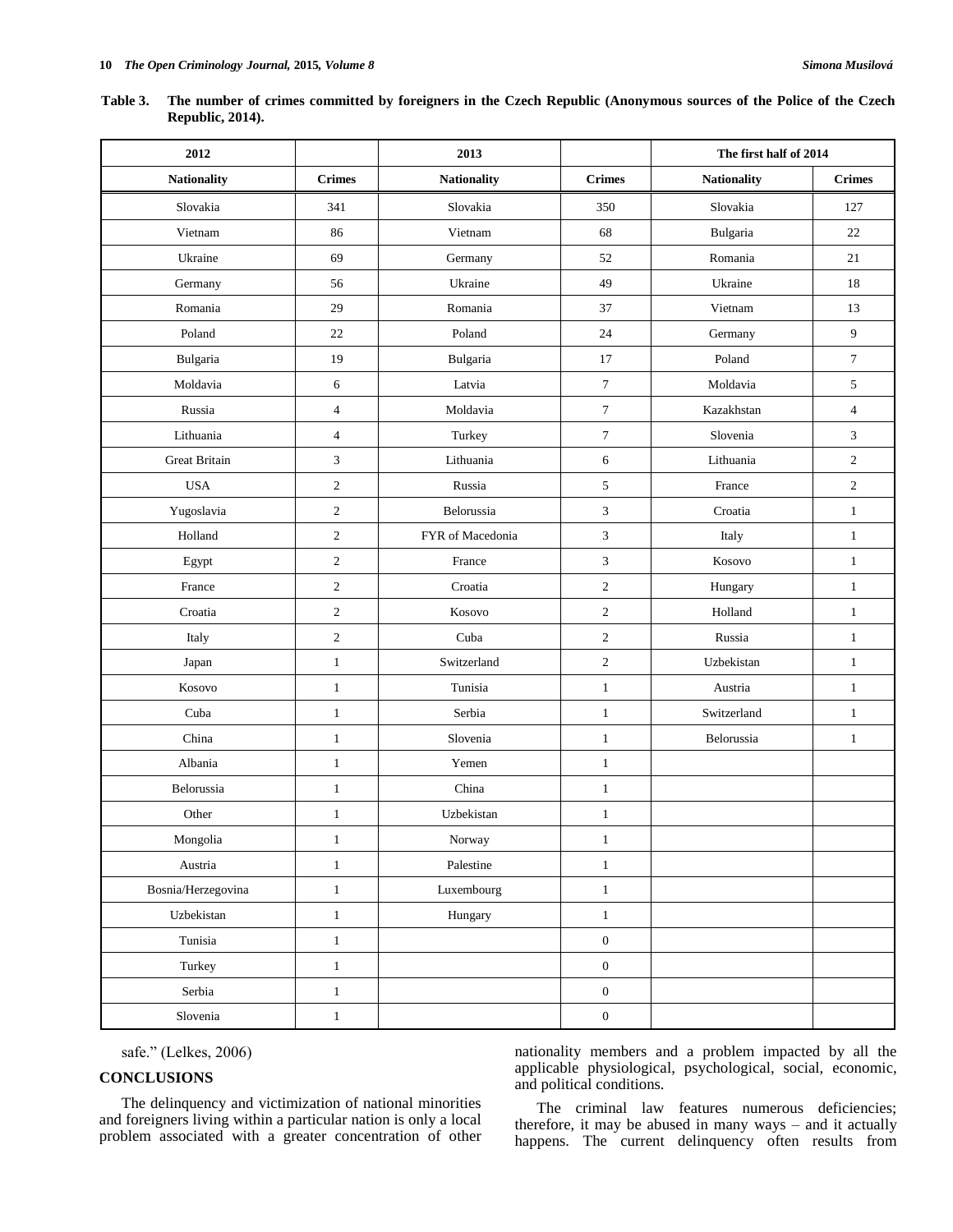**Table 3. The number of crimes committed by foreigners in the Czech Republic (Anonymous sources of the Police of the Czech Republic, 2014).**

| 2012 | | 2013 | | The first half of 2014 | |
|---|---|---|---|---|---|
| **Nationality** | **Crimes** | **Nationality** | **Crimes** | **Nationality** | **Crimes** |
| Slovakia | 341 | Slovakia | 350 | Slovakia | 127 |
| Vietnam | 86 | Vietnam | 68 | Bulgaria | 22 |
| Ukraine | 69 | Germany | 52 | Romania | 21 |
| Germany | 56 | Ukraine | 49 | Ukraine | 18 |
| Romania | 29 | Romania | 37 | Vietnam | 13 |
| Poland | 22 | Poland | 24 | Germany | 9 |
| Bulgaria | 19 | Bulgaria | 17 | Poland | 7 |
| Moldavia | 6 | Latvia | 7 | Moldavia | 5 |
| Russia | 4 | Moldavia | 7 | Kazakhstan | 4 |
| Lithuania | 4 | Turkey | 7 | Slovenia | 3 |
| Great Britain | 3 | Lithuania | 6 | Lithuania | 2 |
| USA | 2 | Russia | 5 | France | 2 |
| Yugoslavia | 2 | Belorussia | 3 | Croatia | 1 |
| Holland | 2 | FYR of Macedonia | 3 | Italy | 1 |
| Egypt | 2 | France | 3 | Kosovo | 1 |
| France | 2 | Croatia | 2 | Hungary | 1 |
| Croatia | 2 | Kosovo | 2 | Holland | 1 |
| Italy | 2 | Cuba | 2 | Russia | 1 |
| Japan | 1 | Switzerland | 2 | Uzbekistan | 1 |
| Kosovo | 1 | Tunisia | 1 | Austria | 1 |
| Cuba | 1 | Serbia | 1 | Switzerland | 1 |
| China | 1 | Slovenia | 1 | Belorussia | 1 |
| Albania | 1 | Yemen | 1 | | |
| Belorussia | 1 | China | 1 | | |
| Other | 1 | Uzbekistan | 1 | | |
| Mongolia | 1 | Norway | 1 | | |
| Austria | 1 | Palestine | 1 | | |
| Bosnia/Herzegovina | 1 | Luxembourg | 1 | | |
| Uzbekistan | 1 | Hungary | 1 | | |
| Tunisia | 1 | | 0 | | |
| Turkey | 1 | | 0 | | |
| Serbia | 1 | | 0 | | |
| Slovenia | 1 | | 0 | | |

safe." (Lelkes, 2006)

## CONCLUSIONS

The delinquency and victimization of national minorities and foreigners living within a particular nation is only a local problem associated with a greater concentration of other nationality members and a problem impacted by all the applicable physiological, psychological, social, economic, and political conditions.

The criminal law features numerous deficiencies; therefore, it may be abused in many ways – and it actually happens. The current delinquency often results from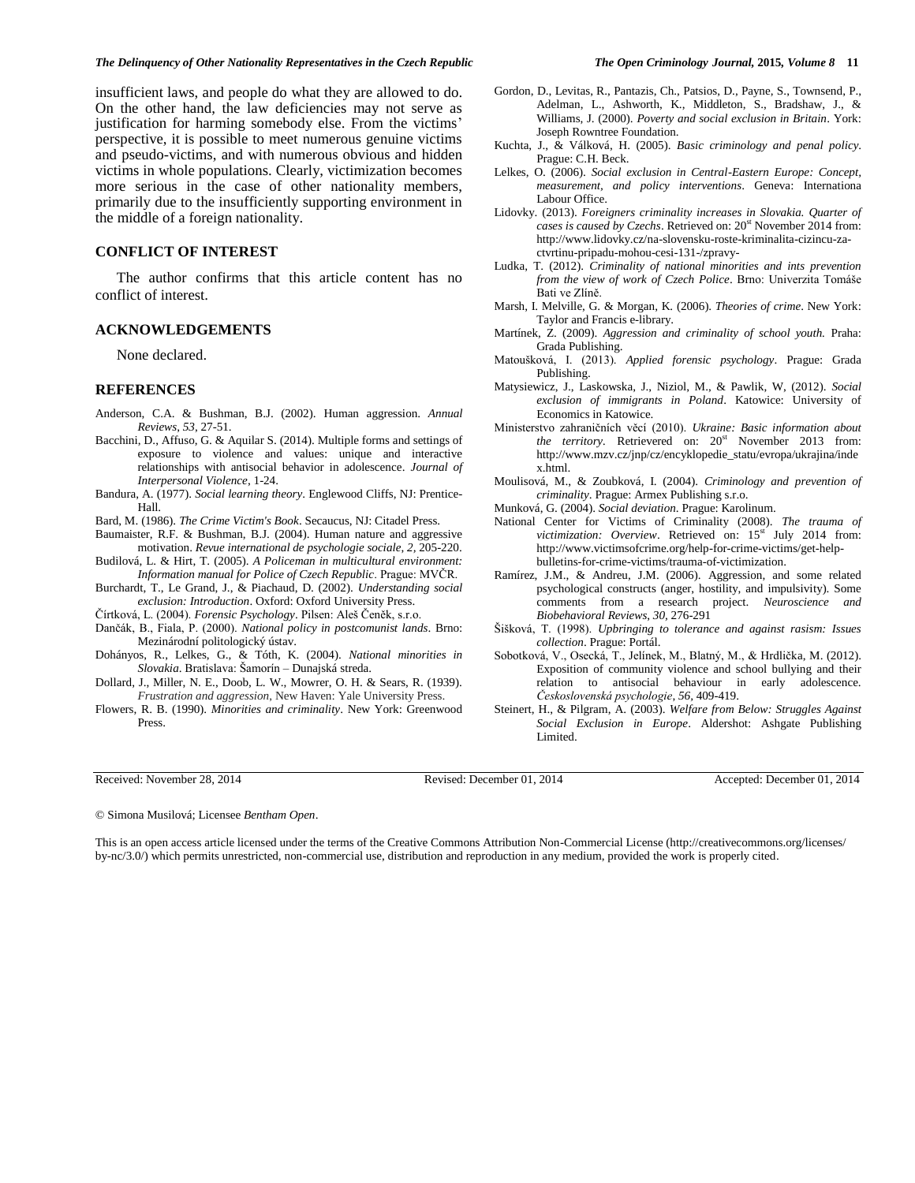insufficient laws, and people do what they are allowed to do. On the other hand, the law deficiencies may not serve as justification for harming somebody else. From the victims' perspective, it is possible to meet numerous genuine victims and pseudo-victims, and with numerous obvious and hidden victims in whole populations. Clearly, victimization becomes more serious in the case of other nationality members, primarily due to the insufficiently supporting environment in the middle of a foreign nationality.

## CONFLICT OF INTEREST

The author confirms that this article content has no conflict of interest.

## ACKNOWLEDGEMENTS

None declared.

## REFERENCES

Anderson, C.A. & Bushman, B.J. (2002). Human aggression. *Annual Reviews, 53*, 27-51.

Bacchini, D., Affuso, G. & Aquilar S. (2014). Multiple forms and settings of exposure to violence and values: unique and interactive relationships with antisocial behavior in adolescence. *Journal of Interpersonal Violence*, 1-24.

Bandura, A. (1977). *Social learning theory*. Englewood Cliffs, NJ: Prentice-Hall.

Bard, M. (1986). *The Crime Victim's Book*. Secaucus, NJ: Citadel Press.

Baumaister, R.F. & Bushman, B.J. (2004). Human nature and aggressive motivation. *Revue international de psychologie sociale, 2*, 205-220.

Budilová, L. & Hirt, T. (2005). *A Policeman in multicultural environment: Information manual for Police of Czech Republic*. Prague: MVČR.

Burchardt, T., Le Grand, J., & Piachaud, D. (2002). *Understanding social exclusion: Introduction*. Oxford: Oxford University Press.

Čírtková, L. (2004). *Forensic Psychology*. Pilsen: Aleš Čeněk, s.r.o.

Dančák, B., Fiala, P. (2000). *National policy in postcomunist lands*. Brno: Mezinárodní politologický ústav.

Dohányos, R., Lelkes, G., & Tóth, K. (2004). *National minorities in Slovakia*. Bratislava: Šamorín – Dunajská streda.

Dollard, J., Miller, N. E., Doob, L. W., Mowrer, O. H. & Sears, R. (1939). *Frustration and aggression*, New Haven: Yale University Press.

Flowers, R. B. (1990). *Minorities and criminality*. New York: Greenwood Press.

Gordon, D., Levitas, R., Pantazis, Ch., Patsios, D., Payne, S., Townsend, P., Adelman, L., Ashworth, K., Middleton, S., Bradshaw, J., & Williams, J. (2000). *Poverty and social exclusion in Britain*. York: Joseph Rowntree Foundation.

Kuchta, J., & Válková, H. (2005). *Basic criminology and penal policy*. Prague: C.H. Beck.

Lelkes, O. (2006). *Social exclusion in Central-Eastern Europe: Concept, measurement, and policy interventions*. Geneva: Internationa Labour Office.

Lidovky. (2013). *Foreigners criminality increases in Slovakia. Quarter of cases is caused by Czechs*. Retrieved on: 20st November 2014 from: http://www.lidovky.cz/na-slovensku-roste-kriminalita-cizincu-za-ctvrtinu-pripadu-mohou-cesi-131-/zpravy-

Ludka, T. (2012). *Criminality of national minorities and ints prevention from the view of work of Czech Police*. Brno: Univerzita Tomáše Bati ve Zlíně.

Marsh, I. Melville, G. & Morgan, K. (2006). *Theories of crime*. New York: Taylor and Francis e-library.

Martínek, Z. (2009). *Aggression and criminality of school youth.* Praha: Grada Publishing.

Matoušková, I. (2013). *Applied forensic psychology*. Prague: Grada Publishing.

Matysiewicz, J., Laskowska, J., Niziol, M., & Pawlik, W, (2012). *Social exclusion of immigrants in Poland*. Katowice: University of Economics in Katowice.

Ministerstvo zahraničních věcí (2010). *Ukraine: Basic information about the territory*. Retrievered on: 20st November 2013 from: http://www.mzv.cz/jnp/cz/encyklopedie_statu/evropa/ukrajina/index.html.

Moulisová, M., & Zoubková, I. (2004). *Criminology and prevention of criminality*. Prague: Armex Publishing s.r.o.

Munková, G. (2004). *Social deviation*. Prague: Karolinum.

National Center for Victims of Criminality (2008). *The trauma of victimization: Overview*. Retrieved on: 15st July 2014 from: http://www.victimsofcrime.org/help-for-crime-victims/get-help-bulletins-for-crime-victims/trauma-of-victimization.

Ramírez, J.M., & Andreu, J.M. (2006). Aggression, and some related psychological constructs (anger, hostility, and impulsivity). Some comments from a research project. *Neuroscience and Biobehavioral Reviews, 30*, 276-291

Šišková, T. (1998). *Upbringing to tolerance and against rasism: Issues collection*. Prague: Portál.

Sobotková, V., Osecká, T., Jelínek, M., Blatný, M., & Hrdlička, M. (2012). Exposition of community violence and school bullying and their relation to antisocial behaviour in early adolescence. *Československá psychologie, 56*, 409-419.

Steinert, H., & Pilgram, A. (2003). *Welfare from Below: Struggles Against Social Exclusion in Europe*. Aldershot: Ashgate Publishing Limited.

Received: November 28, 2014 Revised: December 01, 2014 Accepted: December 01, 2014

© Simona Musilová; Licensee *Bentham Open*.

This is an open access article licensed under the terms of the Creative Commons Attribution Non-Commercial License (http://creativecommons.org/licenses/by-nc/3.0/) which permits unrestricted, non-commercial use, distribution and reproduction in any medium, provided the work is properly cited.